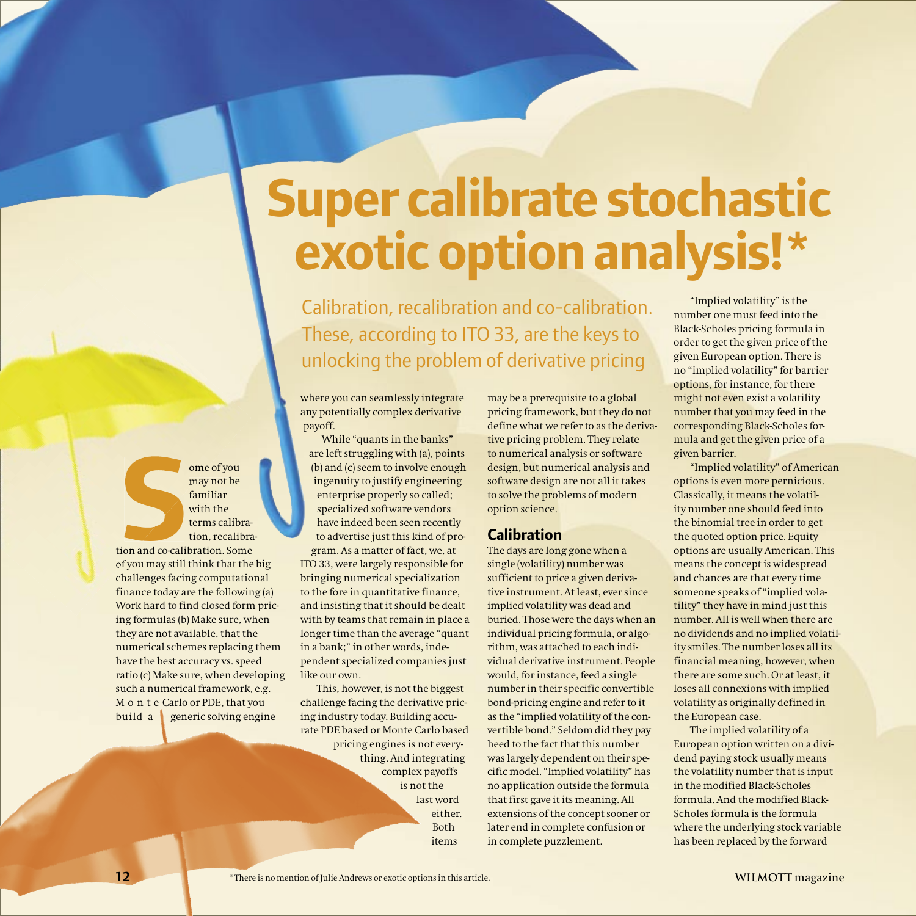# Super calibrate stochastic exotic option analysis!*

Calibration, recalibration and co-calibration. These, according to ITO 33, are the keys to unlocking the problem of derivative pricing

Some of you may not be familiar with the terms calibration, recalibration and co-calibration. Some of you may still think that the big challenges facing computational finance today are the following (a) Work hard to find closed form pricing formulas (b) Make sure, when they are not available, that the numerical schemes replacing them have the best accuracy vs. speed ratio (c) Make sure, when developing such a numerical framework, e.g. Monte Carlo or PDE, that you build a generic solving engine where you can seamlessly integrate any potentially complex derivative payoff.

While "quants in the banks" are left struggling with (a), points (b) and (c) seem to involve enough ingenuity to justify engineering enterprise properly so called; specialized software vendors have indeed been seen recently to advertise just this kind of program. As a matter of fact, we, at ITO 33, were largely responsible for bringing numerical specialization to the fore in quantitative finance, and insisting that it should be dealt with by teams that remain in place a longer time than the average "quant in a bank;" in other words, independent specialized companies just like our own.

This, however, is not the biggest challenge facing the derivative pricing industry today. Building accurate PDE based or Monte Carlo based pricing engines is not everything. And integrating complex payoffs is not the last word either. Both items may be a prerequisite to a global pricing framework, but they do not define what we refer to as the derivative pricing problem. They relate to numerical analysis or software design, but numerical analysis and software design are not all it takes to solve the problems of modern option science.

## Calibration

The days are long gone when a single (volatility) number was sufficient to price a given derivative instrument. At least, ever since implied volatility was dead and buried. Those were the days when an individual pricing formula, or algorithm, was attached to each individual derivative instrument. People would, for instance, feed a single number in their specific convertible bond-pricing engine and refer to it as the "implied volatility of the convertible bond." Seldom did they pay heed to the fact that this number was largely dependent on their specific model. "Implied volatility" has no application outside the formula that first gave it its meaning. All extensions of the concept sooner or later end in complete confusion or in complete puzzlement.

"Implied volatility" is the number one must feed into the Black-Scholes pricing formula in order to get the given price of the given European option. There is no "implied volatility" for barrier options, for instance, for there might not even exist a volatility number that you may feed in the corresponding Black-Scholes formula and get the given price of a given barrier.

"Implied volatility" of American options is even more pernicious. Classically, it means the volatility number one should feed into the binomial tree in order to get the quoted option price. Equity options are usually American. This means the concept is widespread and chances are that every time someone speaks of "implied volatility" they have in mind just this number. All is well when there are no dividends and no implied volatility smiles. The number loses all its financial meaning, however, when there are some such. Or at least, it loses all connexions with implied volatility as originally defined in the European case.

The implied volatility of a European option written on a dividend paying stock usually means the volatility number that is input in the modified Black-Scholes formula. And the modified Black-Scholes formula is the formula where the underlying stock variable has been replaced by the forward

*There is no mention of Julie Andrews or exotic options in this article.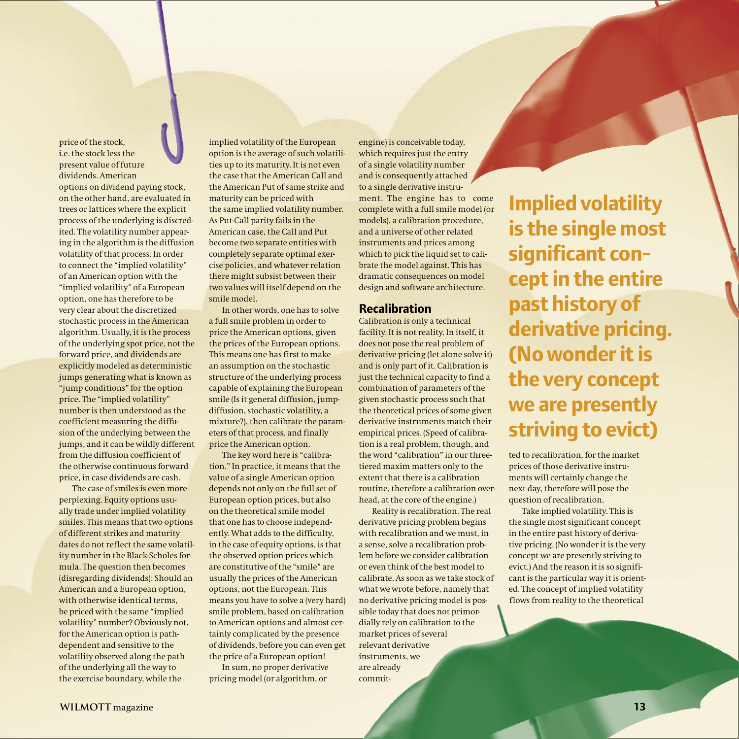price of the stock, i.e. the stock less the present value of future dividends. American options on dividend paying stock, on the other hand, are evaluated in trees or lattices where the explicit process of the underlying is discredited. The volatility number appearing in the algorithm is the diffusion volatility of that process. In order to connect the "implied volatility" of an American option with the "implied volatility" of a European option, one has therefore to be very clear about the discretized stochastic process in the American algorithm. Usually, it is the process of the underlying spot price, not the forward price, and dividends are explicitly modeled as deterministic jumps generating what is known as "jump conditions" for the option price. The "implied volatility" number is then understood as the coefficient measuring the diffusion of the underlying between the jumps, and it can be wildly different from the diffusion coefficient of the otherwise continuous forward price, in case dividends are cash.

The case of smiles is even more perplexing. Equity options usually trade under implied volatility smiles. This means that two options of different strikes and maturity dates do not reflect the same volatility number in the Black-Scholes formula. The question then becomes (disregarding dividends): Should an American and a European option, with otherwise identical terms, be priced with the same "implied volatility" number? Obviously not, for the American option is path-dependent and sensitive to the volatility observed along the path of the underlying all the way to the exercise boundary, while the implied volatility of the European option is the average of such volatilities up to its maturity. It is not even the case that the American Call and the American Put of same strike and maturity can be priced with the same implied volatility number. As Put-Call parity fails in the American case, the Call and Put become two separate entities with completely separate optimal exercise policies, and whatever relation there might subsist between their two values will itself depend on the smile model.

In other words, one has to solve a full smile problem in order to price the American options, given the prices of the European options. This means one has first to make an assumption on the stochastic structure of the underlying process capable of explaining the European smile (Is it general diffusion, jump-diffusion, stochastic volatility, a mixture?), then calibrate the parameters of that process, and finally price the American option.

The key word here is "calibration." In practice, it means that the value of a single American option depends not only on the full set of European option prices, but also on the theoretical smile model that one has to choose independently. What adds to the difficulty, in the case of equity options, is that the observed option prices which are constitutive of the "smile" are usually the prices of the American options, not the European. This means you have to solve a (very hard) smile problem, based on calibration to American options and almost certainly complicated by the presence of dividends, before you can even get the price of a European option!

In sum, no proper derivative pricing model (or algorithm, or engine) is conceivable today, which requires just the entry of a single volatility number and is consequently attached to a single derivative instrument. The engine has to come complete with a full smile model (or models), a calibration procedure, and a universe of other related instruments and prices among which to pick the liquid set to calibrate the model against. This has dramatic consequences on model design and software architecture.

## Recalibration

Calibration is only a technical facility. It is not reality. In itself, it does not pose the real problem of derivative pricing (let alone solve it) and is only part of it. Calibration is just the technical capacity to find a combination of parameters of the given stochastic process such that the theoretical prices of some given derivative instruments match their empirical prices. (Speed of calibration is a real problem, though, and the word "calibration" in our three-tiered maxim matters only to the extent that there is a calibration routine, therefore a calibration overhead, at the core of the engine.)

Reality is recalibration. The real derivative pricing problem begins with recalibration and we must, in a sense, solve a recalibration problem before we consider calibration or even think of the best model to calibrate. As soon as we take stock of what we wrote before, namely that no derivative pricing model is possible today that does not primordially rely on calibration to the market prices of several relevant derivative instruments, we are already committed to recalibration, for the market prices of those derivative instruments will certainly change the next day, therefore will pose the question of recalibration.

**Implied volatility is the single most significant concept in the entire past history of derivative pricing. (No wonder it is the very concept we are presently striving to evict)**

Take implied volatility. This is the single most significant concept in the entire past history of derivative pricing. (No wonder it is the very concept we are presently striving to evict.) And the reason it is so significant is the particular way it is oriented. The concept of implied volatility flows from reality to the theoretical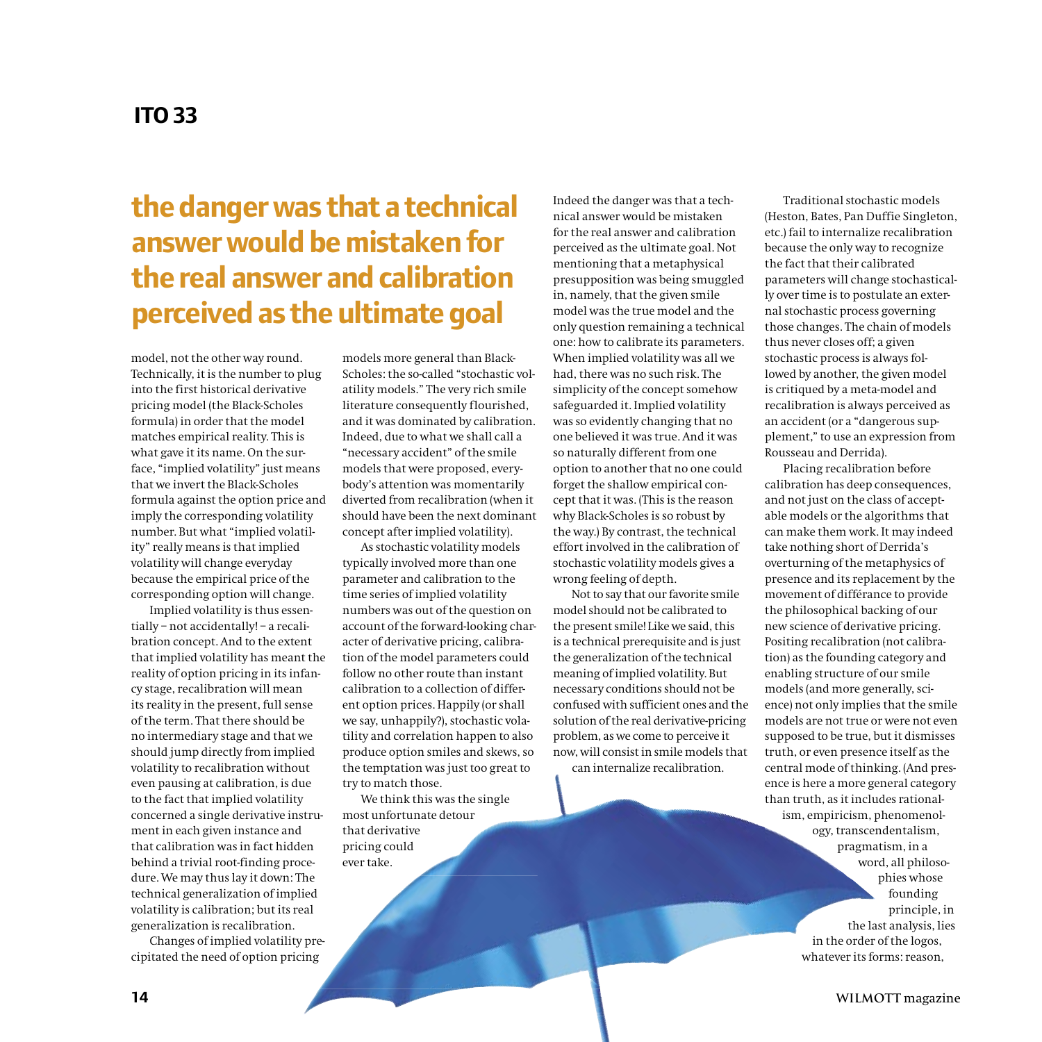**the danger was that a technical answer would be mistaken for the real answer and calibration perceived as the ultimate goal**

model, not the other way round. Technically, it is the number to plug into the first historical derivative pricing model (the Black-Scholes formula) in order that the model matches empirical reality. This is what gave it its name. On the surface, "implied volatility" just means that we invert the Black-Scholes formula against the option price and imply the corresponding volatility number. But what "implied volatility" really means is that implied volatility will change everyday because the empirical price of the corresponding option will change.

Implied volatility is thus essentially – not accidentally! – a recalibration concept. And to the extent that implied volatility has meant the reality of option pricing in its infancy stage, recalibration will mean its reality in the present, full sense of the term. That there should be no intermediary stage and that we should jump directly from implied volatility to recalibration without even pausing at calibration, is due to the fact that implied volatility concerned a single derivative instrument in each given instance and that calibration was in fact hidden behind a trivial root-finding procedure. We may thus lay it down: The technical generalization of implied volatility is calibration; but its real generalization is recalibration.

Changes of implied volatility precipitated the need of option pricing models more general than Black-Scholes: the so-called "stochastic volatility models." The very rich smile literature consequently flourished, and it was dominated by calibration. Indeed, due to what we shall call a "necessary accident" of the smile models that were proposed, everybody's attention was momentarily diverted from recalibration (when it should have been the next dominant concept after implied volatility).

As stochastic volatility models typically involved more than one parameter and calibration to the time series of implied volatility numbers was out of the question on account of the forward-looking character of derivative pricing, calibration of the model parameters could follow no other route than instant calibration to a collection of different option prices. Happily (or shall we say, unhappily?), stochastic volatility and correlation happen to also produce option smiles and skews, so the temptation was just too great to try to match those.

We think this was the single most unfortunate detour that derivative pricing could ever take.

Indeed the danger was that a technical answer would be mistaken for the real answer and calibration perceived as the ultimate goal. Not mentioning that a metaphysical presupposition was being smuggled in, namely, that the given smile model was the true model and the only question remaining a technical one: how to calibrate its parameters. When implied volatility was all we had, there was no such risk. The simplicity of the concept somehow safeguarded it. Implied volatility was so evidently changing that no one believed it was true. And it was so naturally different from one option to another that no one could forget the shallow empirical concept that it was. (This is the reason why Black-Scholes is so robust by the way.) By contrast, the technical effort involved in the calibration of stochastic volatility models gives a wrong feeling of depth.

Not to say that our favorite smile model should not be calibrated to the present smile! Like we said, this is a technical prerequisite and is just the generalization of the technical meaning of implied volatility. But necessary conditions should not be confused with sufficient ones and the solution of the real derivative-pricing problem, as we come to perceive it now, will consist in smile models that can internalize recalibration.

Traditional stochastic models (Heston, Bates, Pan Duffie Singleton, etc.) fail to internalize recalibration because the only way to recognize the fact that their calibrated parameters will change stochastically over time is to postulate an external stochastic process governing those changes. The chain of models thus never closes off; a given stochastic process is always followed by another, the given model is critiqued by a meta-model and recalibration is always perceived as an accident (or a "dangerous supplement," to use an expression from Rousseau and Derrida).

Placing recalibration before calibration has deep consequences, and not just on the class of acceptable models or the algorithms that can make them work. It may indeed take nothing short of Derrida's overturning of the metaphysics of presence and its replacement by the movement of différance to provide the philosophical backing of our new science of derivative pricing. Positing recalibration (not calibration) as the founding category and enabling structure of our smile models (and more generally, science) not only implies that the smile models are not true or were not even supposed to be true, but it dismisses truth, or even presence itself as the central mode of thinking. (And presence is here a more general category than truth, as it includes rationalism, empiricism, phenomenology, transcendentalism, pragmatism, in a word, all philosophies whose founding principle, in the last analysis, lies in the order of the logos, whatever its forms: reason,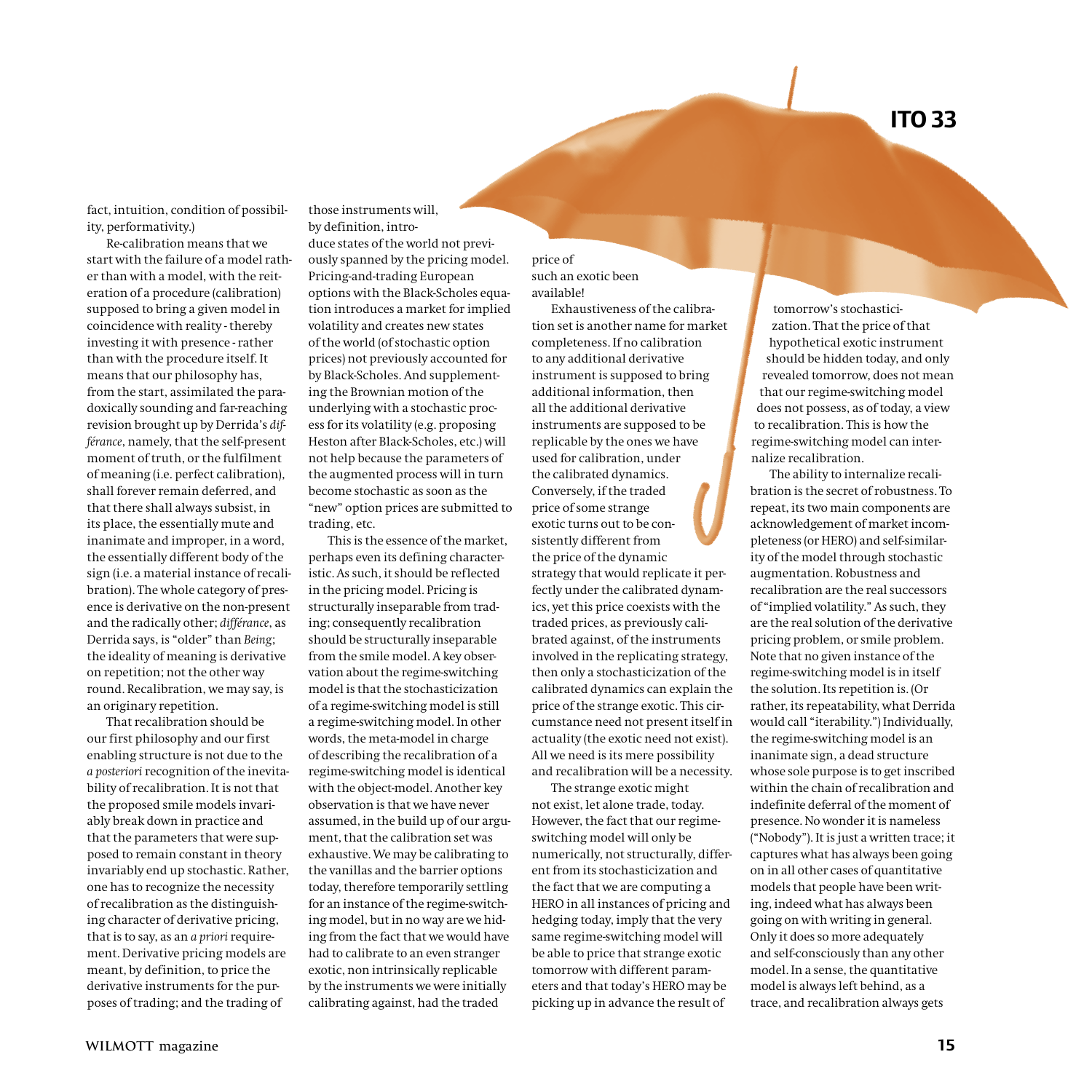fact, intuition, condition of possibility, performativity.)

Re-calibration means that we start with the failure of a model rather than with a model, with the reiteration of a procedure (calibration) supposed to bring a given model in coincidence with reality - thereby investing it with presence - rather than with the procedure itself. It means that our philosophy has, from the start, assimilated the paradoxically sounding and far-reaching revision brought up by Derrida's *différance*, namely, that the self-present moment of truth, or the fulfilment of meaning (i.e. perfect calibration), shall forever remain deferred, and that there shall always subsist, in its place, the essentially mute and inanimate and improper, in a word, the essentially different body of the sign (i.e. a material instance of recalibration). The whole category of presence is derivative on the non-present and the radically other; *différance*, as Derrida says, is "older" than *Being*; the ideality of meaning is derivative on repetition; not the other way round. Recalibration, we may say, is an originary repetition.

That recalibration should be our first philosophy and our first enabling structure is not due to the *a posteriori* recognition of the inevitability of recalibration. It is not that the proposed smile models invariably break down in practice and that the parameters that were supposed to remain constant in theory invariably end up stochastic. Rather, one has to recognize the necessity of recalibration as the distinguishing character of derivative pricing, that is to say, as an *a priori* requirement. Derivative pricing models are meant, by definition, to price the derivative instruments for the purposes of trading; and the trading of those instruments will, by definition, introduce states of the world not previously spanned by the pricing model. Pricing-and-trading European options with the Black-Scholes equation introduces a market for implied volatility and creates new states of the world (of stochastic option prices) not previously accounted for by Black-Scholes. And supplementing the Brownian motion of the underlying with a stochastic process for its volatility (e.g. proposing Heston after Black-Scholes, etc.) will not help because the parameters of the augmented process will in turn become stochastic as soon as the "new" option prices are submitted to trading, etc.

This is the essence of the market, perhaps even its defining characteristic. As such, it should be reflected in the pricing model. Pricing is structurally inseparable from trading; consequently recalibration should be structurally inseparable from the smile model. A key observation about the regime-switching model is that the stochasticization of a regime-switching model is still a regime-switching model. In other words, the meta-model in charge of describing the recalibration of a regime-switching model is identical with the object-model. Another key observation is that we have never assumed, in the build up of our argument, that the calibration set was exhaustive. We may be calibrating to the vanillas and the barrier options today, therefore temporarily settling for an instance of the regime-switching model, but in no way are we hiding from the fact that we would have had to calibrate to an even stranger exotic, non intrinsically replicable by the instruments we were initially calibrating against, had the traded price of such an exotic been available!

Exhaustiveness of the calibration set is another name for market completeness. If no calibration to any additional derivative instrument is supposed to bring additional information, then all the additional derivative instruments are supposed to be replicable by the ones we have used for calibration, under the calibrated dynamics. Conversely, if the traded price of some strange exotic turns out to be consistently different from the price of the dynamic strategy that would replicate it perfectly under the calibrated dynamics, yet this price coexists with the traded prices, as previously calibrated against, of the instruments involved in the replicating strategy, then only a stochasticization of the calibrated dynamics can explain the price of the strange exotic. This circumstance need not present itself in actuality (the exotic need not exist). All we need is its mere possibility and recalibration will be a necessity.

The strange exotic might not exist, let alone trade, today. However, the fact that our regime-switching model will only be numerically, not structurally, different from its stochasticization and the fact that we are computing a HERO in all instances of pricing and hedging today, imply that the very same regime-switching model will be able to price that strange exotic tomorrow with different parameters and that today's HERO may be picking up in advance the result of tomorrow's stochasticization. That the price of that hypothetical exotic instrument should be hidden today, and only revealed tomorrow, does not mean that our regime-switching model does not possess, as of today, a view to recalibration. This is how the regime-switching model can internalize recalibration.

The ability to internalize recalibration is the secret of robustness. To repeat, its two main components are acknowledgement of market incompleteness (or HERO) and self-similarity of the model through stochastic augmentation. Robustness and recalibration are the real successors of "implied volatility." As such, they are the real solution of the derivative pricing problem, or smile problem. Note that no given instance of the regime-switching model is in itself the solution. Its repetition is. (Or rather, its repeatability, what Derrida would call "iterability.") Individually, the regime-switching model is an inanimate sign, a dead structure whose sole purpose is to get inscribed within the chain of recalibration and indefinite deferral of the moment of presence. No wonder it is nameless ("Nobody"). It is just a written trace; it captures what has always been going on in all other cases of quantitative models that people have been writing, indeed what has always been going on with writing in general. Only it does so more adequately and self-consciously than any other model. In a sense, the quantitative model is always left behind, as a trace, and recalibration always gets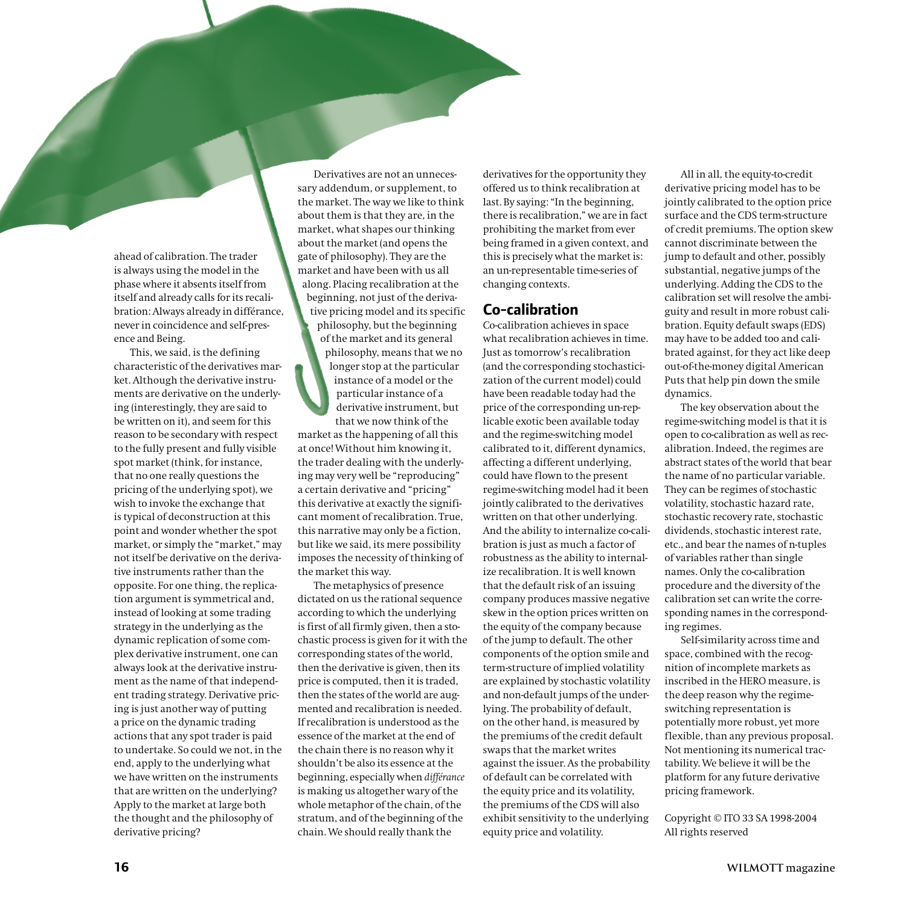ahead of calibration. The trader is always using the model in the phase where it absents itself from itself and already calls for its recalibration: Always already in différance, never in coincidence and self-presence and Being.

This, we said, is the defining characteristic of the derivatives market. Although the derivative instruments are derivative on the underlying (interestingly, they are said to be written on it), and seem for this reason to be secondary with respect to the fully present and fully visible spot market (think, for instance, that no one really questions the pricing of the underlying spot), we wish to invoke the exchange that is typical of deconstruction at this point and wonder whether the spot market, or simply the "market," may not itself be derivative on the derivative instruments rather than the opposite. For one thing, the replication argument is symmetrical and, instead of looking at some trading strategy in the underlying as the dynamic replication of some complex derivative instrument, one can always look at the derivative instrument as the name of that independent trading strategy. Derivative pricing is just another way of putting a price on the dynamic trading actions that any spot trader is paid to undertake. So could we not, in the end, apply to the underlying what we have written on the instruments that are written on the underlying? Apply to the market at large both the thought and the philosophy of derivative pricing?

Derivatives are not an unnecessary addendum, or supplement, to the market. The way we like to think about them is that they are, in the market, what shapes our thinking about the market (and opens the gate of philosophy). They are the market and have been with us all along. Placing recalibration at the beginning, not just of the derivative pricing model and its specific philosophy, but the beginning of the market and its general philosophy, means that we no longer stop at the particular instance of a model or the particular instance of a derivative instrument, but that we now think of the market as the happening of all this at once! Without him knowing it, the trader dealing with the underlying may very well be "reproducing" a certain derivative and "pricing" this derivative at exactly the significant moment of recalibration. True, this narrative may only be a fiction, but like we said, its mere possibility imposes the necessity of thinking of the market this way.

The metaphysics of presence dictated on us the rational sequence according to which the underlying is first of all firmly given, then a stochastic process is given for it with the corresponding states of the world, then the derivative is given, then its price is computed, then it is traded, then the states of the world are augmented and recalibration is needed. If recalibration is understood as the essence of the market at the end of the chain there is no reason why it shouldn't be also its essence at the beginning, especially when *différance* is making us altogether wary of the whole metaphor of the chain, of the stratum, and of the beginning of the chain. We should really thank the derivatives for the opportunity they offered us to think recalibration at last. By saying: "In the beginning, there is recalibration," we are in fact prohibiting the market from ever being framed in a given context, and this is precisely what the market is: an un-representable time-series of changing contexts.

## Co-calibration

Co-calibration achieves in space what recalibration achieves in time. Just as tomorrow's recalibration (and the corresponding stochasticization of the current model) could have been readable today had the price of the corresponding un-replicable exotic been available today and the regime-switching model calibrated to it, different dynamics, affecting a different underlying, could have flown to the present regime-switching model had it been jointly calibrated to the derivatives written on that other underlying. And the ability to internalize co-calibration is just as much a factor of robustness as the ability to internalize recalibration. It is well known that the default risk of an issuing company produces massive negative skew in the option prices written on the equity of the company because of the jump to default. The other components of the option smile and term-structure of implied volatility are explained by stochastic volatility and non-default jumps of the underlying. The probability of default, on the other hand, is measured by the premiums of the credit default swaps that the market writes against the issuer. As the probability of default can be correlated with the equity price and its volatility, the premiums of the CDS will also exhibit sensitivity to the underlying equity price and volatility.

All in all, the equity-to-credit derivative pricing model has to be jointly calibrated to the option price surface and the CDS term-structure of credit premiums. The option skew cannot discriminate between the jump to default and other, possibly substantial, negative jumps of the underlying. Adding the CDS to the calibration set will resolve the ambiguity and result in more robust calibration. Equity default swaps (EDS) may have to be added too and calibrated against, for they act like deep out-of-the-money digital American Puts that help pin down the smile dynamics.

The key observation about the regime-switching model is that it is open to co-calibration as well as recalibration. Indeed, the regimes are abstract states of the world that bear the name of no particular variable. They can be regimes of stochastic volatility, stochastic hazard rate, stochastic recovery rate, stochastic dividends, stochastic interest rate, etc., and bear the names of n-tuples of variables rather than single names. Only the co-calibration procedure and the diversity of the calibration set can write the corresponding names in the corresponding regimes.

Self-similarity across time and space, combined with the recognition of incomplete markets as inscribed in the HERO measure, is the deep reason why the regime-switching representation is potentially more robust, yet more flexible, than any previous proposal. Not mentioning its numerical tractability. We believe it will be the platform for any future derivative pricing framework.

Copyright © ITO 33 SA 1998-2004
All rights reserved